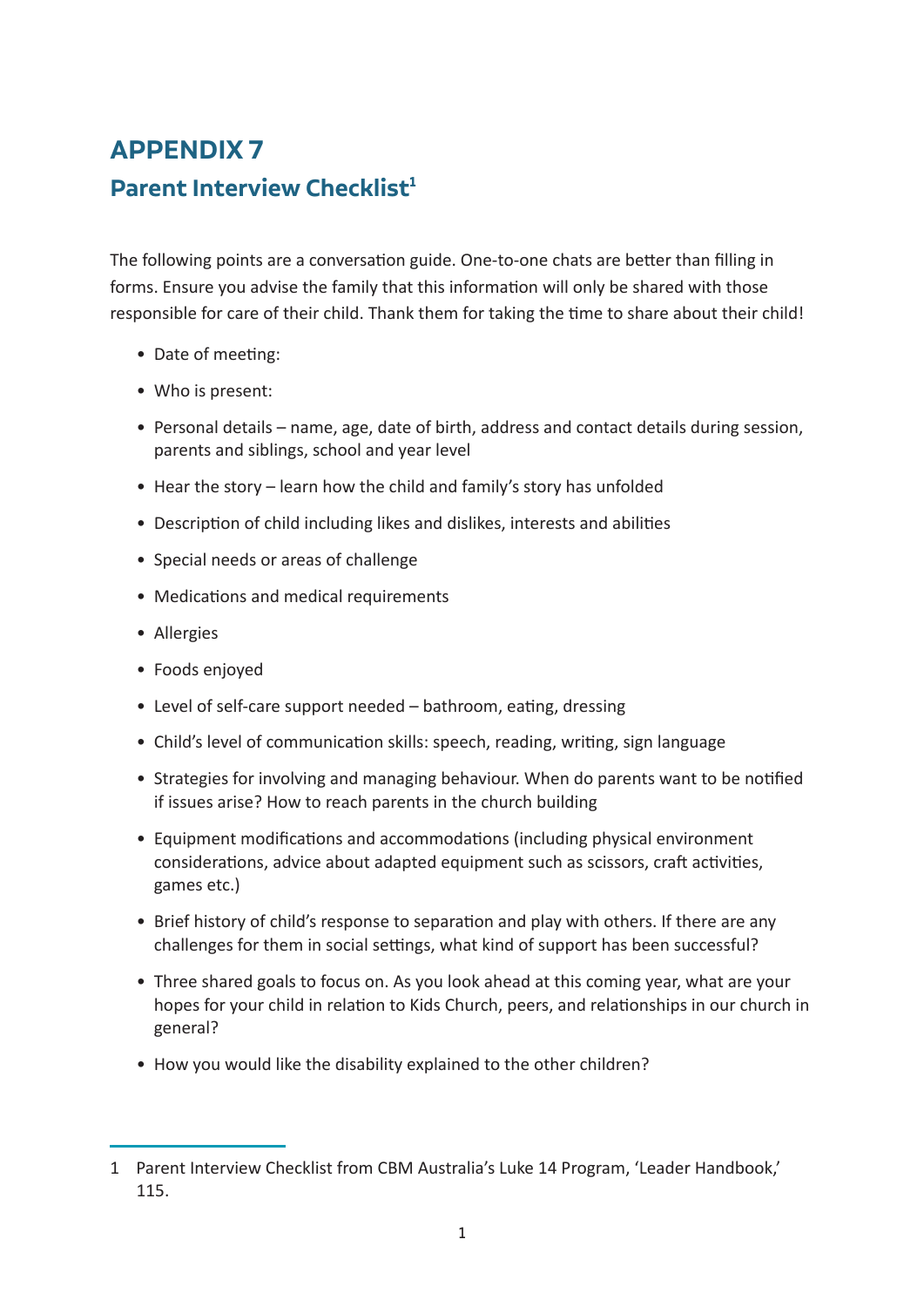# APPENDIX 7

## Parent Interview Checklist[1]

The following points are a conversation guide. One-to-one chats are better than filling in forms. Ensure you advise the family that this information will only be shared with those responsible for care of their child. Thank them for taking the time to share about their child!

- Date of meeting:
- Who is present:
- Personal details – name, age, date of birth, address and contact details during session, parents and siblings, school and year level
- Hear the story – learn how the child and family's story has unfolded
- Description of child including likes and dislikes, interests and abilities
- Special needs or areas of challenge
- Medications and medical requirements
- Allergies
- Foods enjoyed
- Level of self-care support needed – bathroom, eating, dressing
- Child's level of communication skills: speech, reading, writing, sign language
- Strategies for involving and managing behaviour. When do parents want to be notified if issues arise? How to reach parents in the church building
- Equipment modifications and accommodations (including physical environment considerations, advice about adapted equipment such as scissors, craft activities, games etc.)
- Brief history of child's response to separation and play with others. If there are any challenges for them in social settings, what kind of support has been successful?
- Three shared goals to focus on. As you look ahead at this coming year, what are your hopes for your child in relation to Kids Church, peers, and relationships in our church in general?
- How you would like the disability explained to the other children?

---

1 Parent Interview Checklist from CBM Australia's Luke 14 Program, 'Leader Handbook,' 115.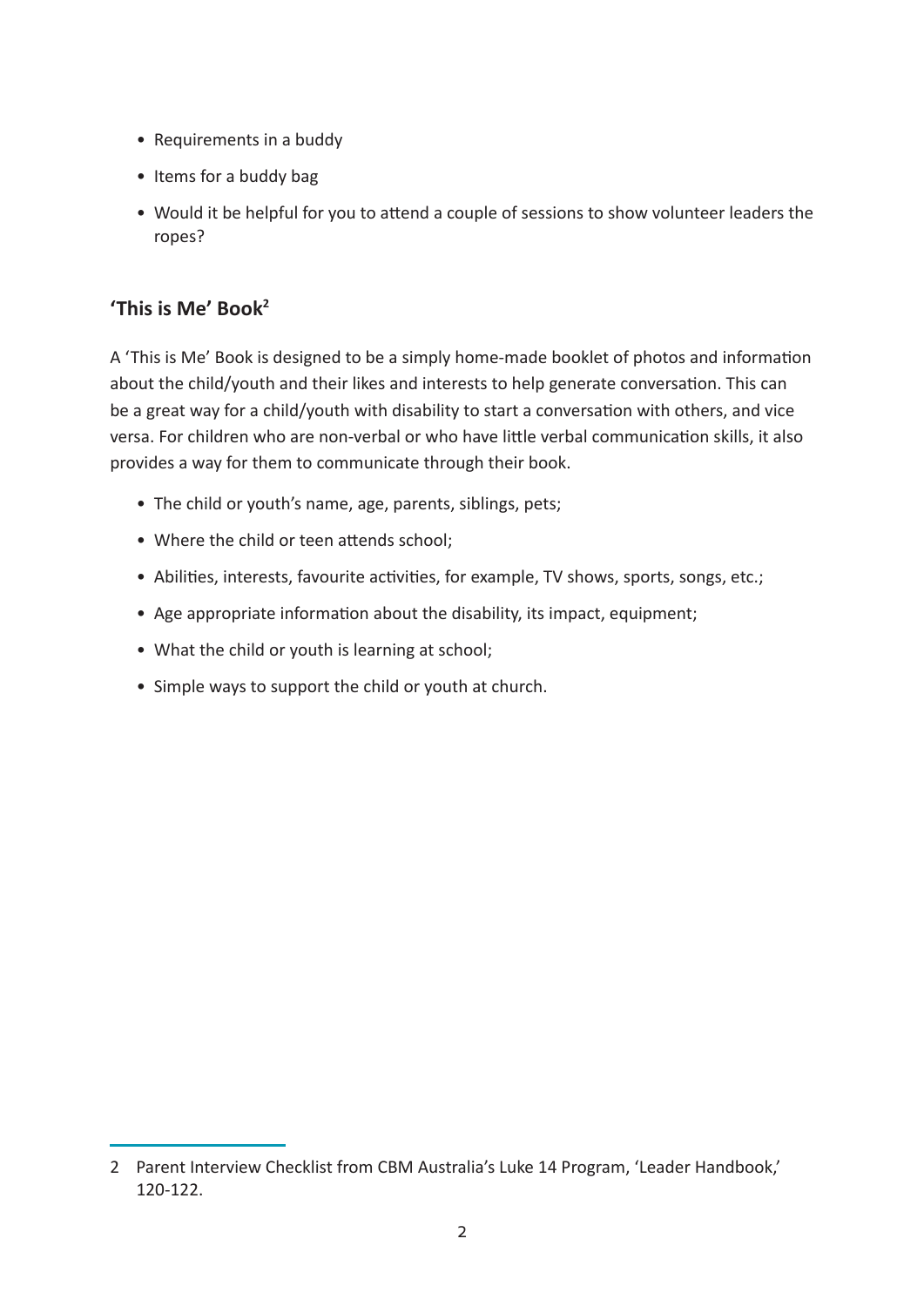- Requirements in a buddy
- Items for a buddy bag
- Would it be helpful for you to attend a couple of sessions to show volunteer leaders the ropes?

## 'This is Me' Book[2]

A 'This is Me' Book is designed to be a simply home-made booklet of photos and information about the child/youth and their likes and interests to help generate conversation. This can be a great way for a child/youth with disability to start a conversation with others, and vice versa. For children who are non-verbal or who have little verbal communication skills, it also provides a way for them to communicate through their book.

- The child or youth's name, age, parents, siblings, pets;
- Where the child or teen attends school;
- Abilities, interests, favourite activities, for example, TV shows, sports, songs, etc.;
- Age appropriate information about the disability, its impact, equipment;
- What the child or youth is learning at school;
- Simple ways to support the child or youth at church.

---

2 Parent Interview Checklist from CBM Australia's Luke 14 Program, 'Leader Handbook,' 120-122.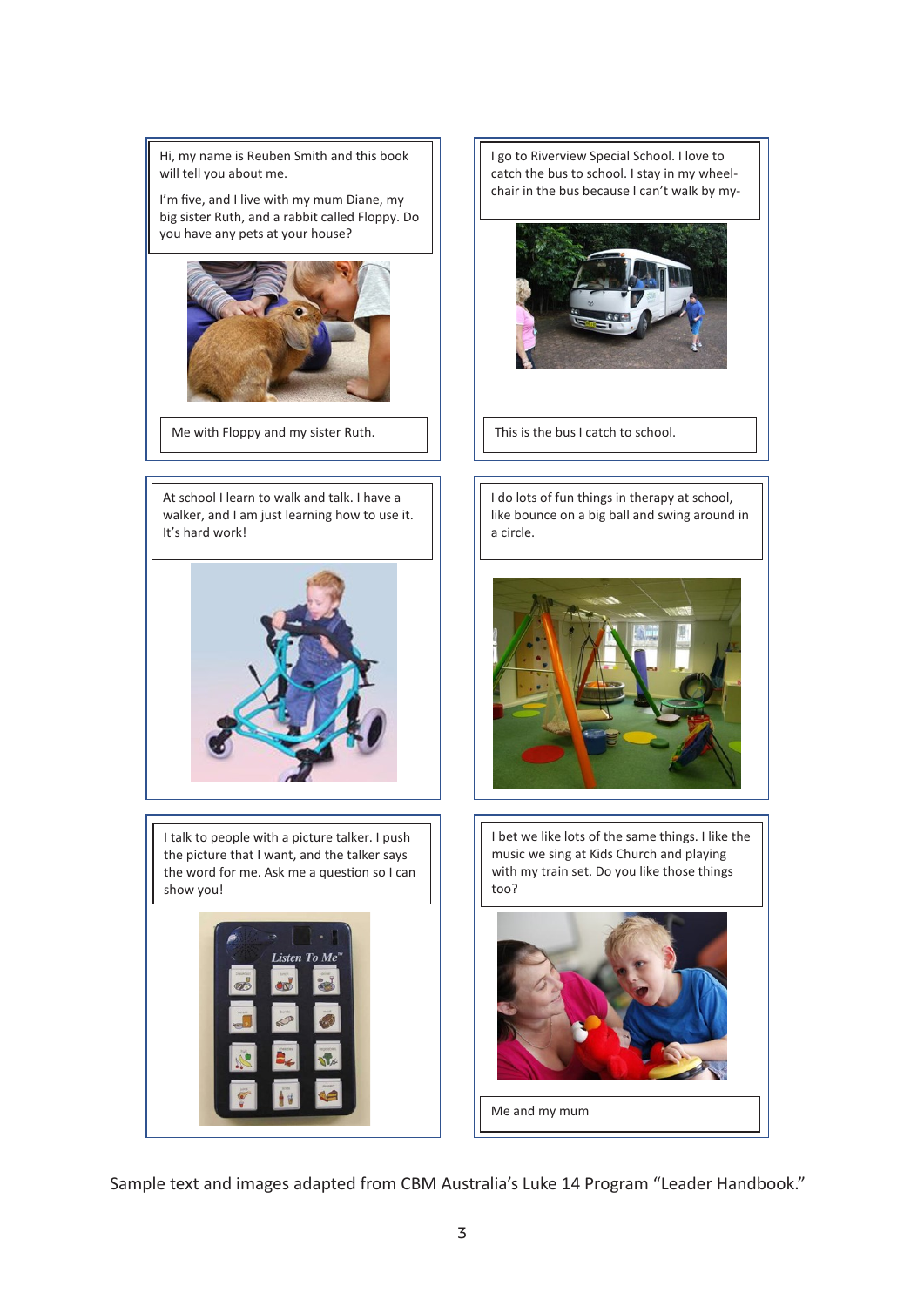Hi, my name is Reuben Smith and this book will tell you about me.

I'm five, and I live with my mum Diane, my big sister Ruth, and a rabbit called Floppy. Do you have any pets at your house?

Me with Floppy and my sister Ruth.

I go to Riverview Special School. I love to catch the bus to school. I stay in my wheel-chair in the bus because I can't walk by my-

This is the bus I catch to school.

At school I learn to walk and talk. I have a walker, and I am just learning how to use it. It's hard work!

I do lots of fun things in therapy at school, like bounce on a big ball and swing around in a circle.

I talk to people with a picture talker. I push the picture that I want, and the talker says the word for me. Ask me a question so I can show you!

I bet we like lots of the same things. I like the music we sing at Kids Church and playing with my train set. Do you like those things too?

Me and my mum

Sample text and images adapted from CBM Australia's Luke 14 Program "Leader Handbook."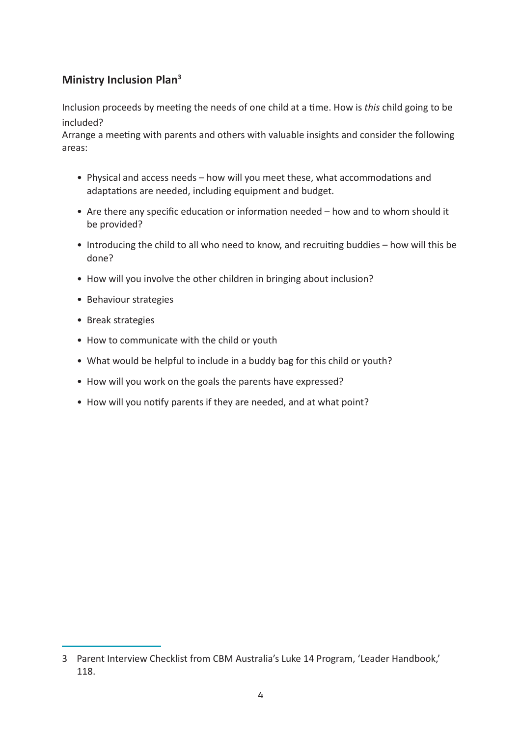## Ministry Inclusion Plan[3]

Inclusion proceeds by meeting the needs of one child at a time. How is *this* child going to be included?
Arrange a meeting with parents and others with valuable insights and consider the following areas:

- Physical and access needs – how will you meet these, what accommodations and adaptations are needed, including equipment and budget.
- Are there any specific education or information needed – how and to whom should it be provided?
- Introducing the child to all who need to know, and recruiting buddies – how will this be done?
- How will you involve the other children in bringing about inclusion?
- Behaviour strategies
- Break strategies
- How to communicate with the child or youth
- What would be helpful to include in a buddy bag for this child or youth?
- How will you work on the goals the parents have expressed?
- How will you notify parents if they are needed, and at what point?

---

3 Parent Interview Checklist from CBM Australia's Luke 14 Program, 'Leader Handbook,' 118.